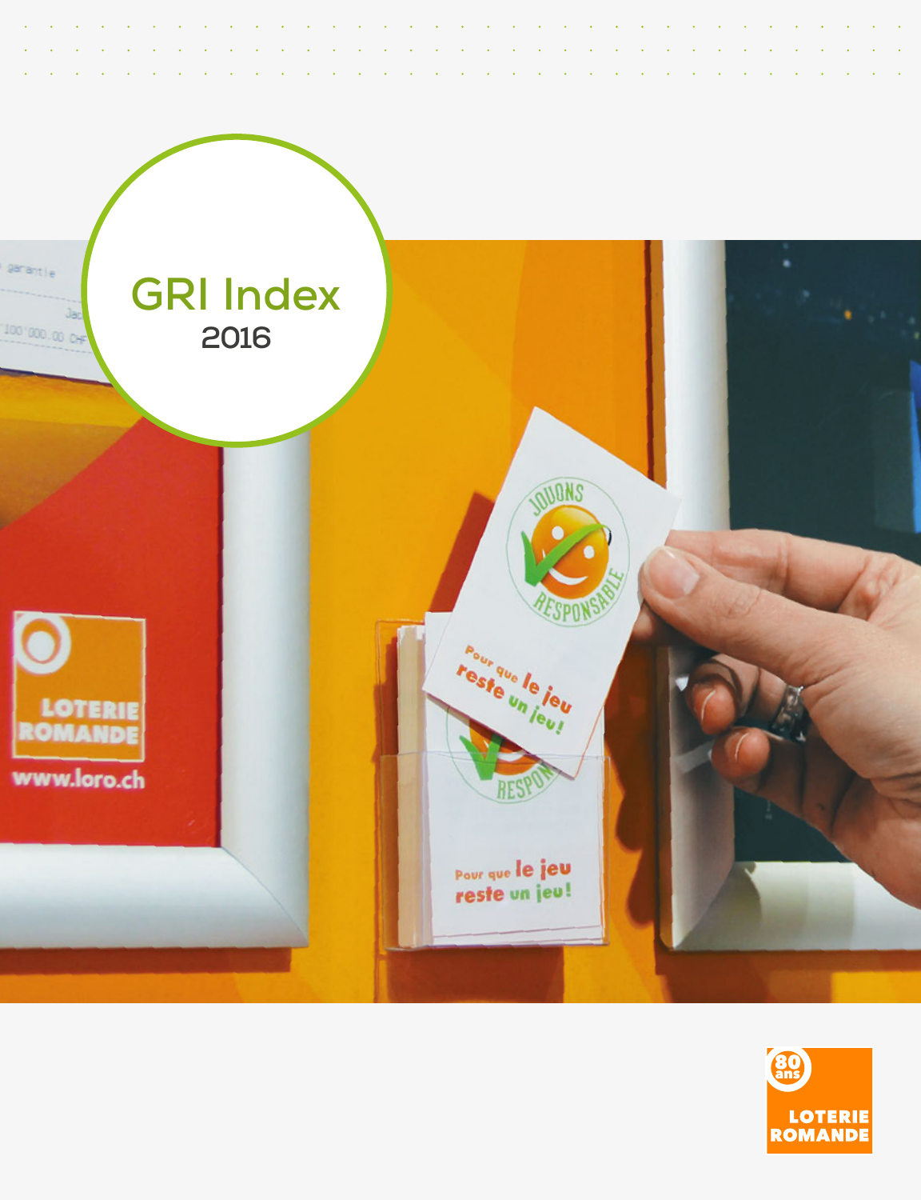# GRI Index

2016

LOTERIE ROMANDE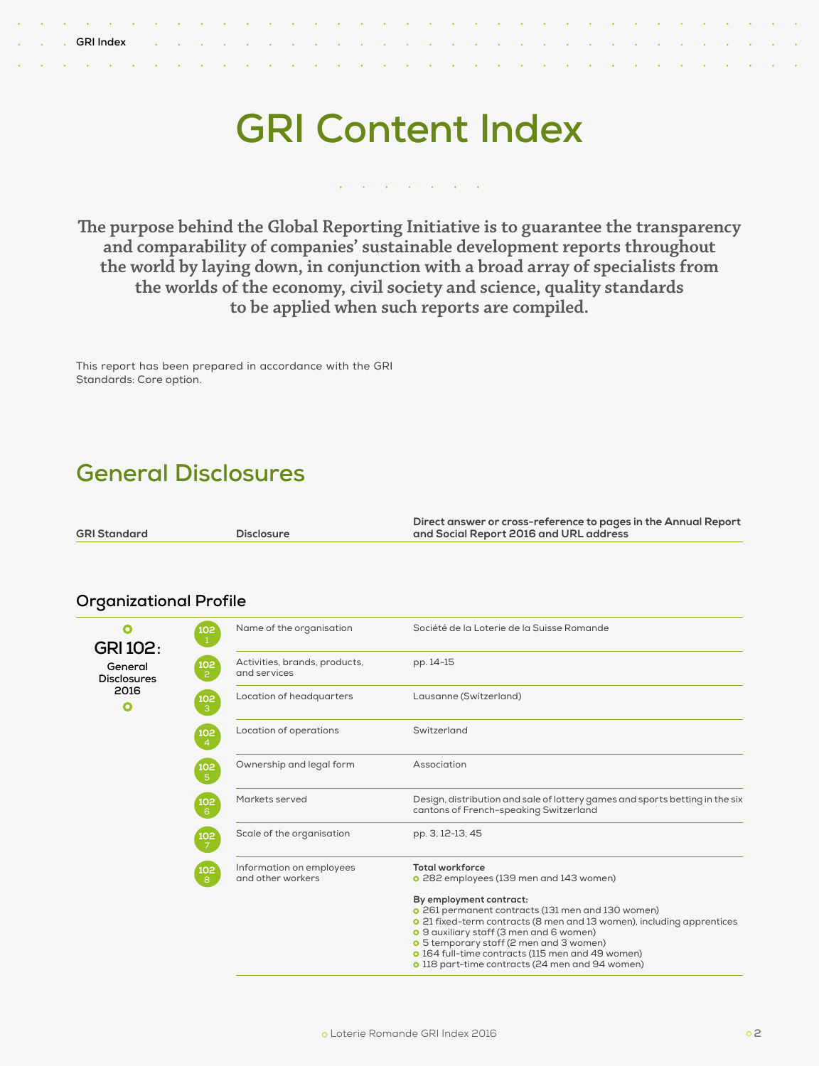# GRI Content Index

**The purpose behind the Global Reporting Initiative is to guarantee the transparency and comparability of companies' sustainable development reports throughout the world by laying down, in conjunction with a broad array of specialists from the worlds of the economy, civil society and science, quality standards to be applied when such reports are compiled.**

This report has been prepared in accordance with the GRI Standards: Core option.

## General Disclosures

### Organizational Profile

| GRI Standard | | Disclosure | Direct answer or cross-reference to pages in the Annual Report and Social Report 2016 and URL address |
|---|---|---|---|
| GRI 102: General Disclosures 2016 | 102-1 | Name of the organisation | Société de la Loterie de la Suisse Romande |
| | 102-2 | Activities, brands, products, and services | pp. 14-15 |
| | 102-3 | Location of headquarters | Lausanne (Switzerland) |
| | 102-4 | Location of operations | Switzerland |
| | 102-5 | Ownership and legal form | Association |
| | 102-6 | Markets served | Design, distribution and sale of lottery games and sports betting in the six cantons of French-speaking Switzerland |
| | 102-7 | Scale of the organisation | pp. 3, 12-13, 45 |
| | 102-8 | Information on employees and other workers | **Total workforce**<br>• 282 employees (139 men and 143 women)<br><br>**By employment contract:**<br>• 261 permanent contracts (131 men and 130 women)<br>• 21 fixed-term contracts (8 men and 13 women), including apprentices<br>• 9 auxiliary staff (3 men and 6 women)<br>• 5 temporary staff (2 men and 3 women)<br>• 164 full-time contracts (115 men and 49 women)<br>• 118 part-time contracts (24 men and 94 women) |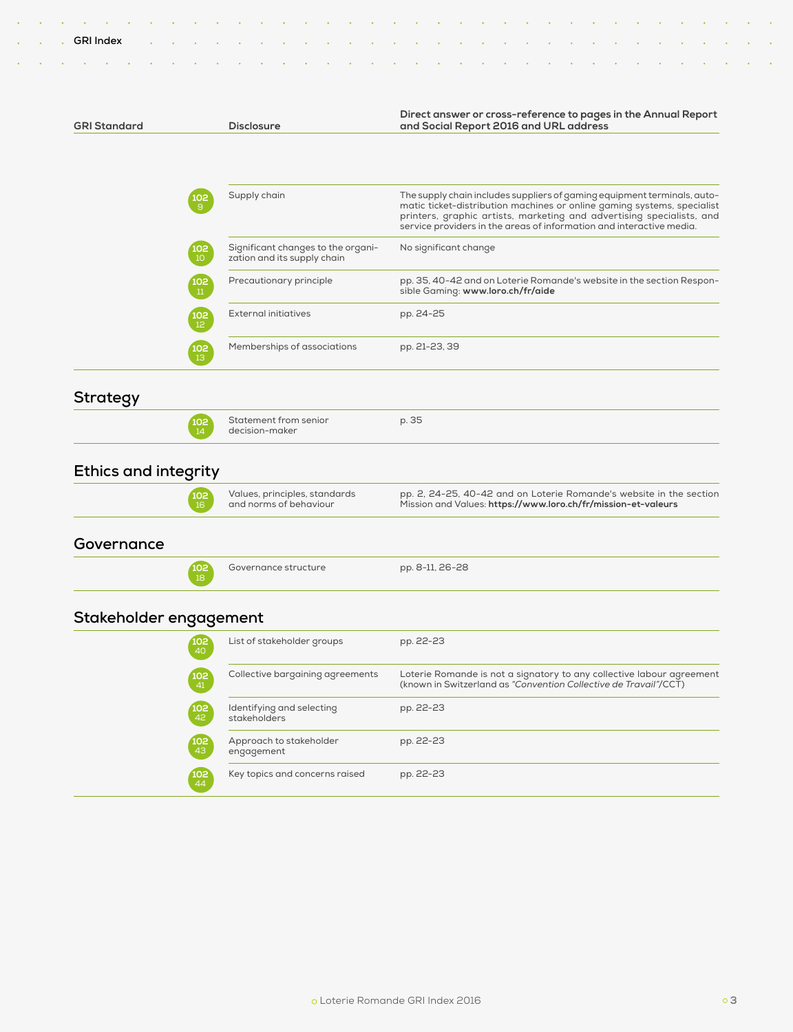| GRI Standard | | Disclosure | Direct answer or cross-reference to pages in the Annual Report and Social Report 2016 and URL address |
|---|---|---|---|
| | 102 9 | Supply chain | The supply chain includes suppliers of gaming equipment terminals, automatic ticket-distribution machines or online gaming systems, specialist printers, graphic artists, marketing and advertising specialists, and service providers in the areas of information and interactive media. |
| | 102 10 | Significant changes to the organization and its supply chain | No significant change |
| | 102 11 | Precautionary principle | pp. 35, 40-42 and on Loterie Romande's website in the section Responsible Gaming: **www.loro.ch/fr/aide** |
| | 102 12 | External initiatives | pp. 24-25 |
| | 102 13 | Memberships of associations | pp. 21-23, 39 |

## Strategy

| | | | |
|---|---|---|---|
| | 102 14 | Statement from senior decision-maker | p. 35 |

## Ethics and integrity

| | | | |
|---|---|---|---|
| | 102 16 | Values, principles, standards and norms of behaviour | pp. 2, 24-25, 40-42 and on Loterie Romande's website in the section Mission and Values: **https://www.loro.ch/fr/mission-et-valeurs** |

## Governance

| | | | |
|---|---|---|---|
| | 102 18 | Governance structure | pp. 8-11, 26-28 |

## Stakeholder engagement

| | | | |
|---|---|---|---|
| | 102 40 | List of stakeholder groups | pp. 22-23 |
| | 102 41 | Collective bargaining agreements | Loterie Romande is not a signatory to any collective labour agreement (known in Switzerland as *"Convention Collective de Travail"*/CCT) |
| | 102 42 | Identifying and selecting stakeholders | pp. 22-23 |
| | 102 43 | Approach to stakeholder engagement | pp. 22-23 |
| | 102 44 | Key topics and concerns raised | pp. 22-23 |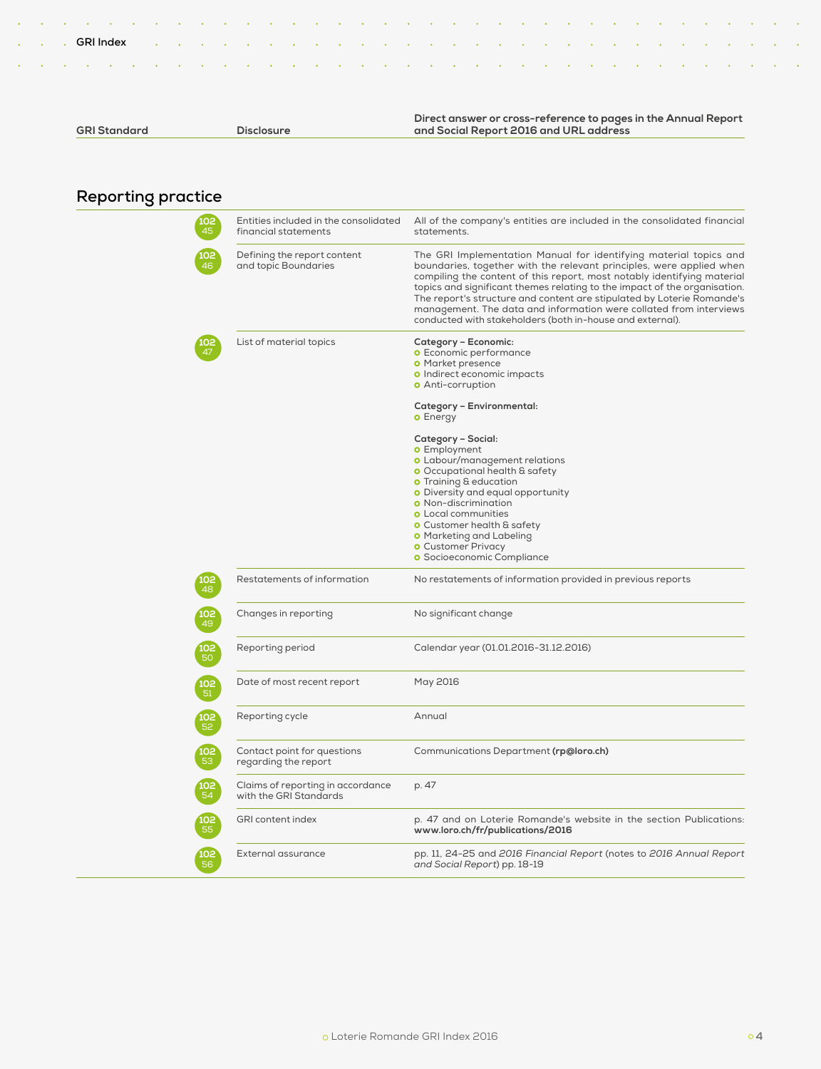| GRI Standard | Disclosure | Direct answer or cross-reference to pages in the Annual Report and Social Report 2016 and URL address |
|---|---|---|

## Reporting practice

| GRI Standard | Disclosure | Direct answer or cross-reference to pages in the Annual Report and Social Report 2016 and URL address |
|---|---|---|
| 102 45 | Entities included in the consolidated financial statements | All of the company's entities are included in the consolidated financial statements. |
| 102 46 | Defining the report content and topic Boundaries | The GRI Implementation Manual for identifying material topics and boundaries, together with the relevant principles, were applied when compiling the content of this report, most notably identifying material topics and significant themes relating to the impact of the organisation. The report's structure and content are stipulated by Loterie Romande's management. The data and information were collated from interviews conducted with stakeholders (both in-house and external). |
| 102 47 | List of material topics | **Category – Economic:**<br>• Economic performance<br>• Market presence<br>• Indirect economic impacts<br>• Anti-corruption<br><br>**Category – Environmental:**<br>• Energy<br><br>**Category – Social:**<br>• Employment<br>• Labour/management relations<br>• Occupational health & safety<br>• Training & education<br>• Diversity and equal opportunity<br>• Non-discrimination<br>• Local communities<br>• Customer health & safety<br>• Marketing and Labeling<br>• Customer Privacy<br>• Socioeconomic Compliance |
| 102 48 | Restatements of information | No restatements of information provided in previous reports |
| 102 49 | Changes in reporting | No significant change |
| 102 50 | Reporting period | Calendar year (01.01.2016-31.12.2016) |
| 102 51 | Date of most recent report | May 2016 |
| 102 52 | Reporting cycle | Annual |
| 102 53 | Contact point for questions regarding the report | Communications Department **(rp@loro.ch)** |
| 102 54 | Claims of reporting in accordance with the GRI Standards | p. 47 |
| 102 55 | GRI content index | p. 47 and on Loterie Romande's website in the section Publications: **www.loro.ch/fr/publications/2016** |
| 102 56 | External assurance | pp. 11, 24-25 and *2016 Financial Report* (notes to *2016 Annual Report and Social Report*) pp. 18-19 |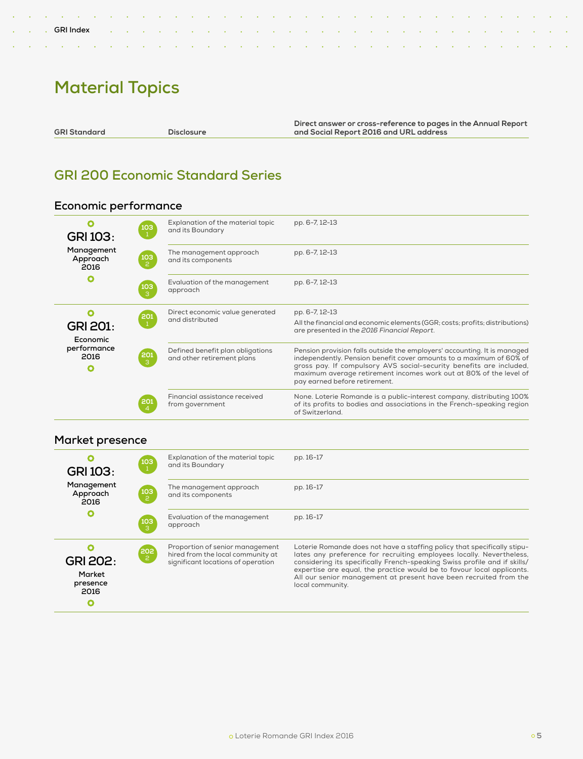# Material Topics

| GRI Standard | Disclosure | Direct answer or cross-reference to pages in the Annual Report and Social Report 2016 and URL address |
|---|---|---|

## GRI 200 Economic Standard Series

### Economic performance

| GRI Standard | | Disclosure | Direct answer or cross-reference |
|---|---|---|---|
| **GRI 103: Management Approach 2016** | 103-1 | Explanation of the material topic and its Boundary | pp. 6-7, 12-13 |
| | 103-2 | The management approach and its components | pp. 6-7, 12-13 |
| | 103-3 | Evaluation of the management approach | pp. 6-7, 12-13 |
| **GRI 201: Economic performance 2016** | 201-1 | Direct economic value generated and distributed | pp. 6-7, 12-13<br>All the financial and economic elements (GGR; costs; profits; distributions) are presented in the *2016 Financial Report*. |
| | 201-3 | Defined benefit plan obligations and other retirement plans | Pension provision falls outside the employers' accounting. It is managed independently. Pension benefit cover amounts to a maximum of 60% of gross pay. If compulsory AVS social-security benefits are included, maximum average retirement incomes work out at 80% of the level of pay earned before retirement. |
| | 201-4 | Financial assistance received from government | None. Loterie Romande is a public-interest company, distributing 100% of its profits to bodies and associations in the French-speaking region of Switzerland. |

### Market presence

| GRI Standard | | Disclosure | Direct answer or cross-reference |
|---|---|---|---|
| **GRI 103: Management Approach 2016** | 103-1 | Explanation of the material topic and its Boundary | pp. 16-17 |
| | 103-2 | The management approach and its components | pp. 16-17 |
| | 103-3 | Evaluation of the management approach | pp. 16-17 |
| **GRI 202: Market presence 2016** | 202-2 | Proportion of senior management hired from the local community at significant locations of operation | Loterie Romande does not have a staffing policy that specifically stipulates any preference for recruiting employees locally. Nevertheless, considering its specifically French-speaking Swiss profile and if skills/expertise are equal, the practice would be to favour local applicants. All our senior management at present have been recruited from the local community. |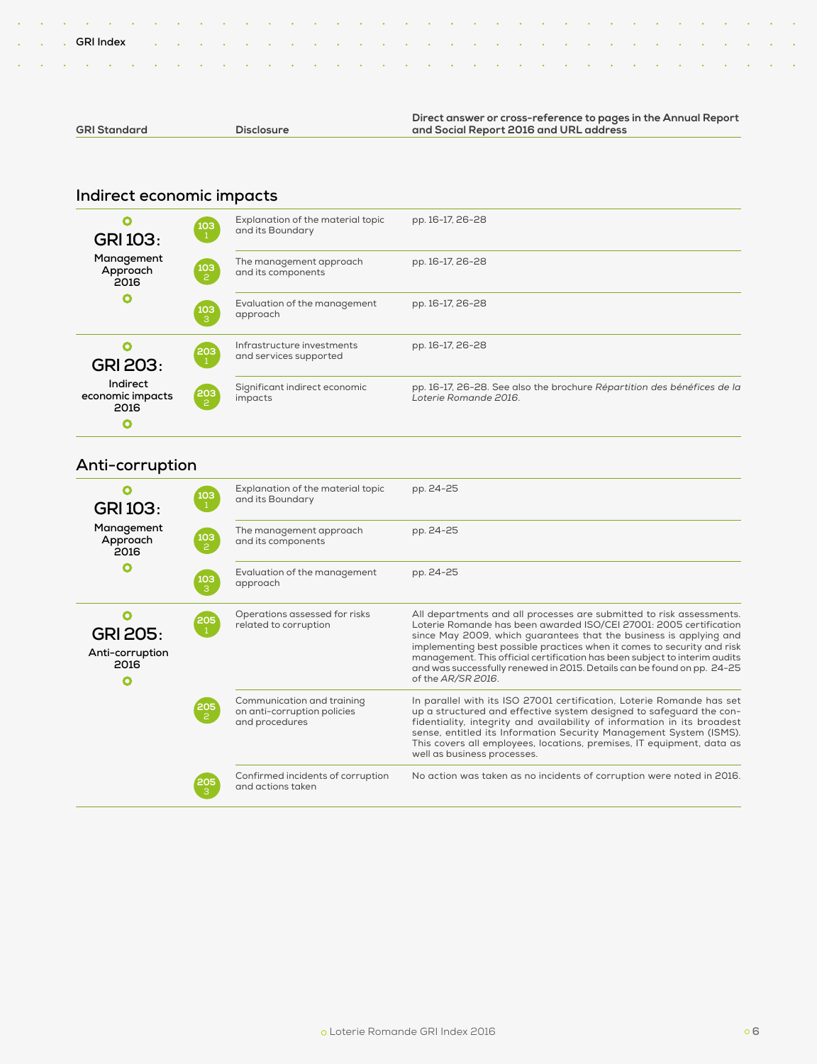| GRI Standard | | Disclosure | Direct answer or cross-reference to pages in the Annual Report and Social Report 2016 and URL address |
|---|---|---|---|

## Indirect economic impacts

| GRI Standard | | Disclosure | Direct answer or cross-reference |
|---|---|---|---|
| **GRI 103: Management Approach 2016** | 103-1 | Explanation of the material topic and its Boundary | pp. 16-17, 26-28 |
| | 103-2 | The management approach and its components | pp. 16-17, 26-28 |
| | 103-3 | Evaluation of the management approach | pp. 16-17, 26-28 |
| **GRI 203: Indirect economic impacts 2016** | 203-1 | Infrastructure investments and services supported | pp. 16-17, 26-28 |
| | 203-2 | Significant indirect economic impacts | pp. 16-17, 26-28. See also the brochure *Répartition des bénéfices de la Loterie Romande 2016*. |

## Anti-corruption

| GRI Standard | | Disclosure | Direct answer or cross-reference |
|---|---|---|---|
| **GRI 103: Management Approach 2016** | 103-1 | Explanation of the material topic and its Boundary | pp. 24-25 |
| | 103-2 | The management approach and its components | pp. 24-25 |
| | 103-3 | Evaluation of the management approach | pp. 24-25 |
| **GRI 205: Anti-corruption 2016** | 205-1 | Operations assessed for risks related to corruption | All departments and all processes are submitted to risk assessments. Loterie Romande has been awarded ISO/CEI 27001: 2005 certification since May 2009, which guarantees that the business is applying and implementing best possible practices when it comes to security and risk management. This official certification has been subject to interim audits and was successfully renewed in 2015. Details can be found on pp. 24-25 of the *AR/SR 2016*. |
| | 205-2 | Communication and training on anti-corruption policies and procedures | In parallel with its ISO 27001 certification, Loterie Romande has set up a structured and effective system designed to safeguard the confidentiality, integrity and availability of information in its broadest sense, entitled its Information Security Management System (ISMS). This covers all employees, locations, premises, IT equipment, data as well as business processes. |
| | 205-3 | Confirmed incidents of corruption and actions taken | No action was taken as no incidents of corruption were noted in 2016. |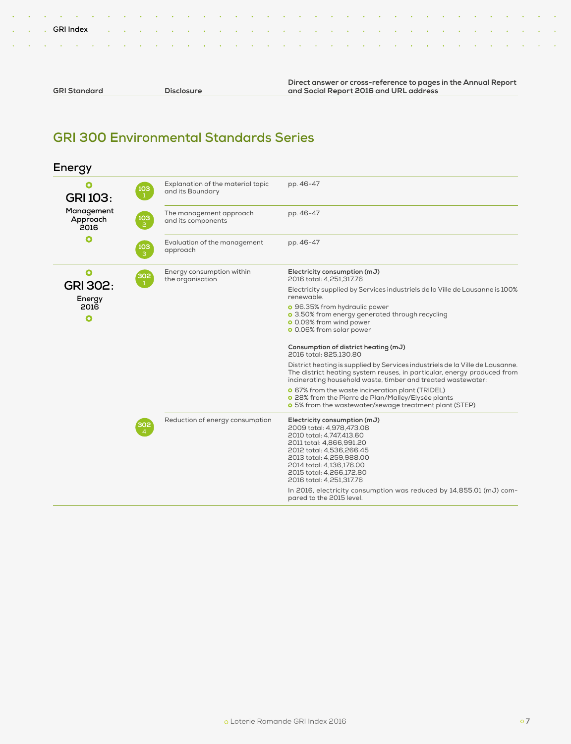| GRI Standard | Disclosure | Direct answer or cross-reference to pages in the Annual Report and Social Report 2016 and URL address |
|---|---|---|

## GRI 300 Environmental Standards Series

### Energy

| GRI Standard | | Disclosure | Direct answer or cross-reference |
|---|---|---|---|
| GRI 103: Management Approach 2016 | 103-1 | Explanation of the material topic and its Boundary | pp. 46-47 |
| | 103-2 | The management approach and its components | pp. 46-47 |
| | 103-3 | Evaluation of the management approach | pp. 46-47 |
| GRI 302: Energy 2016 | 302-1 | Energy consumption within the organisation | **Electricity consumption (mJ)**<br>2016 total: 4,251,317.76<br>Electricity supplied by Services industriels de la Ville de Lausanne is 100% renewable.<br>- 96.35% from hydraulic power<br>- 3.50% from energy generated through recycling<br>- 0.09% from wind power<br>- 0.06% from solar power<br><br>**Consumption of district heating (mJ)**<br>2016 total: 825,130.80<br>District heating is supplied by Services industriels de la Ville de Lausanne. The district heating system reuses, in particular, energy produced from incinerating household waste, timber and treated wastewater:<br>- 67% from the waste incineration plant (TRIDEL)<br>- 28% from the Pierre de Plan/Malley/Elysée plants<br>- 5% from the wastewater/sewage treatment plant (STEP) |
| | 302-4 | Reduction of energy consumption | **Electricity consumption (mJ)**<br>2009 total: 4,978,473.08<br>2010 total: 4,747,413.60<br>2011 total: 4,866,991.20<br>2012 total: 4,536,266.45<br>2013 total: 4,259,988.00<br>2014 total: 4,136,176.00<br>2015 total: 4,266,172.80<br>2016 total: 4,251,317.76<br><br>In 2016, electricity consumption was reduced by 14,855.01 (mJ) compared to the 2015 level. |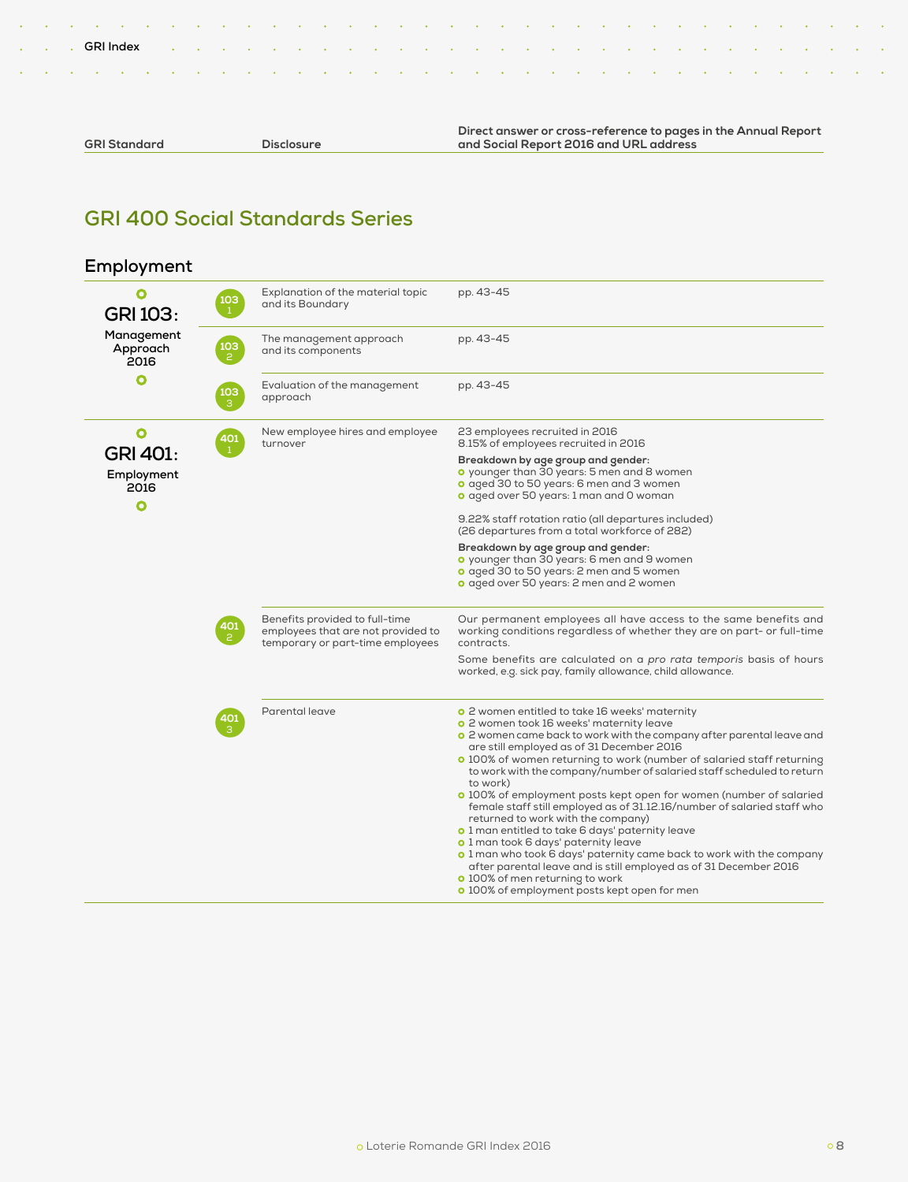## GRI 400 Social Standards Series

### Employment

| GRI Standard | Disclosure | | Direct answer or cross-reference to pages in the Annual Report and Social Report 2016 and URL address |
|---|---|---|---|
| **GRI 103: Management Approach 2016** | 103-1 | Explanation of the material topic and its Boundary | pp. 43-45 |
| | 103-2 | The management approach and its components | pp. 43-45 |
| | 103-3 | Evaluation of the management approach | pp. 43-45 |
| **GRI 401: Employment 2016** | 401-1 | New employee hires and employee turnover | 23 employees recruited in 2016<br>8.15% of employees recruited in 2016<br>**Breakdown by age group and gender:**<br>- younger than 30 years: 5 men and 8 women<br>- aged 30 to 50 years: 6 men and 3 women<br>- aged over 50 years: 1 man and 0 woman<br><br>9.22% staff rotation ratio (all departures included)<br>(26 departures from a total workforce of 282)<br>**Breakdown by age group and gender:**<br>- younger than 30 years: 6 men and 9 women<br>- aged 30 to 50 years: 2 men and 5 women<br>- aged over 50 years: 2 men and 2 women |
| | 401-2 | Benefits provided to full-time employees that are not provided to temporary or part-time employees | Our permanent employees all have access to the same benefits and working conditions regardless of whether they are on part- or full-time contracts.<br>Some benefits are calculated on a *pro rata temporis* basis of hours worked, e.g. sick pay, family allowance, child allowance. |
| | 401-3 | Parental leave | - 2 women entitled to take 16 weeks' maternity<br>- 2 women took 16 weeks' maternity leave<br>- 2 women came back to work with the company after parental leave and are still employed as of 31 December 2016<br>- 100% of women returning to work (number of salaried staff returning to work with the company/number of salaried staff scheduled to return to work)<br>- 100% of employment posts kept open for women (number of salaried female staff still employed as of 31.12.16/number of salaried staff who returned to work with the company)<br>- 1 man entitled to take 6 days' paternity leave<br>- 1 man took 6 days' paternity leave<br>- 1 man who took 6 days' paternity came back to work with the company after parental leave and is still employed as of 31 December 2016<br>- 100% of men returning to work<br>- 100% of employment posts kept open for men |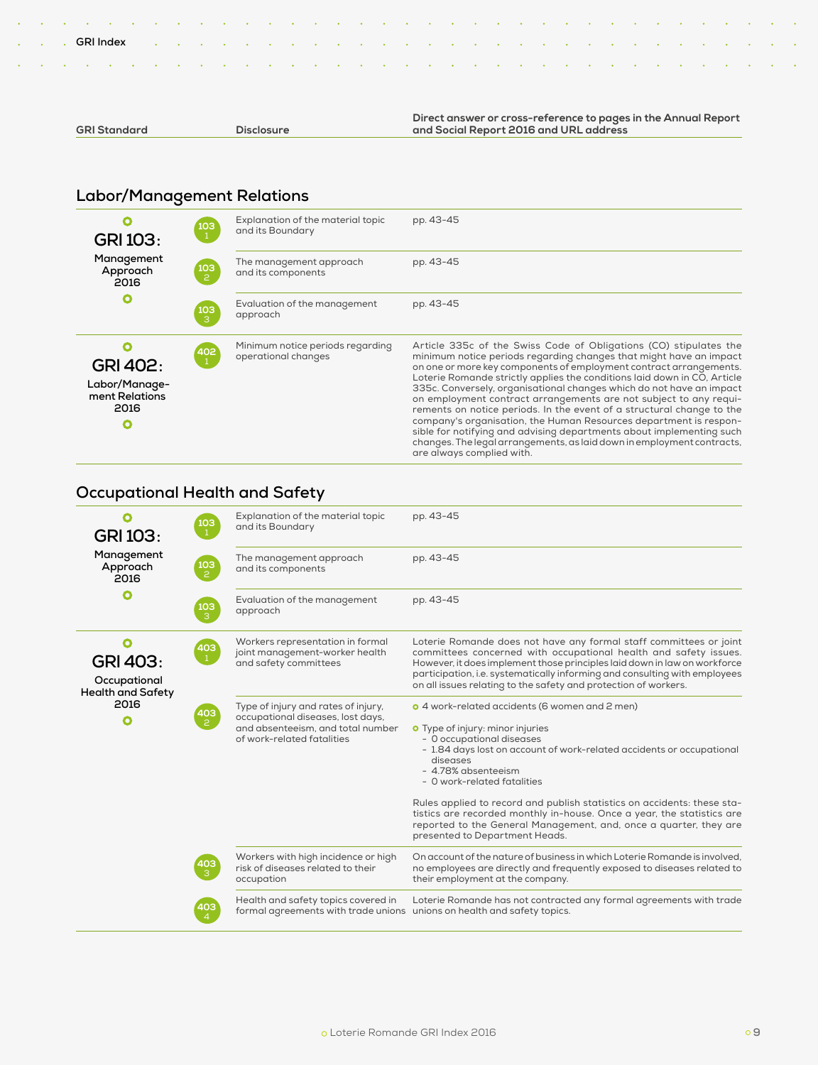| GRI Standard | Disclosure | Direct answer or cross-reference to pages in the Annual Report and Social Report 2016 and URL address |
|---|---|---|

## Labor/Management Relations

| GRI Standard | | Disclosure | Direct answer or cross-reference |
|---|---|---|---|
| GRI 103: Management Approach 2016 | 103-1 | Explanation of the material topic and its Boundary | pp. 43-45 |
| | 103-2 | The management approach and its components | pp. 43-45 |
| | 103-3 | Evaluation of the management approach | pp. 43-45 |
| GRI 402: Labor/Management Relations 2016 | 402-1 | Minimum notice periods regarding operational changes | Article 335c of the Swiss Code of Obligations (CO) stipulates the minimum notice periods regarding changes that might have an impact on one or more key components of employment contract arrangements. Loterie Romande strictly applies the conditions laid down in CO, Article 335c. Conversely, organisational changes which do not have an impact on employment contract arrangements are not subject to any requirements on notice periods. In the event of a structural change to the company's organisation, the Human Resources department is responsible for notifying and advising departments about implementing such changes. The legal arrangements, as laid down in employment contracts, are always complied with. |

## Occupational Health and Safety

| GRI Standard | | Disclosure | Direct answer or cross-reference |
|---|---|---|---|
| GRI 103: Management Approach 2016 | 103-1 | Explanation of the material topic and its Boundary | pp. 43-45 |
| | 103-2 | The management approach and its components | pp. 43-45 |
| | 103-3 | Evaluation of the management approach | pp. 43-45 |
| GRI 403: Occupational Health and Safety 2016 | 403-1 | Workers representation in formal joint management-worker health and safety committees | Loterie Romande does not have any formal staff committees or joint committees concerned with occupational health and safety issues. However, it does implement those principles laid down in law on workforce participation, i.e. systematically informing and consulting with employees on all issues relating to the safety and protection of workers. |
| | 403-2 | Type of injury and rates of injury, occupational diseases, lost days, and absenteeism, and total number of work-related fatalities | • 4 work-related accidents (6 women and 2 men)<br>• Type of injury: minor injuries<br>- 0 occupational diseases<br>- 1.84 days lost on account of work-related accidents or occupational diseases<br>- 4.78% absenteeism<br>- 0 work-related fatalities<br><br>Rules applied to record and publish statistics on accidents: these statistics are recorded monthly in-house. Once a year, the statistics are reported to the General Management, and, once a quarter, they are presented to Department Heads. |
| | 403-3 | Workers with high incidence or high risk of diseases related to their occupation | On account of the nature of business in which Loterie Romande is involved, no employees are directly and frequently exposed to diseases related to their employment at the company. |
| | 403-4 | Health and safety topics covered in formal agreements with trade unions | Loterie Romande has not contracted any formal agreements with trade unions on health and safety topics. |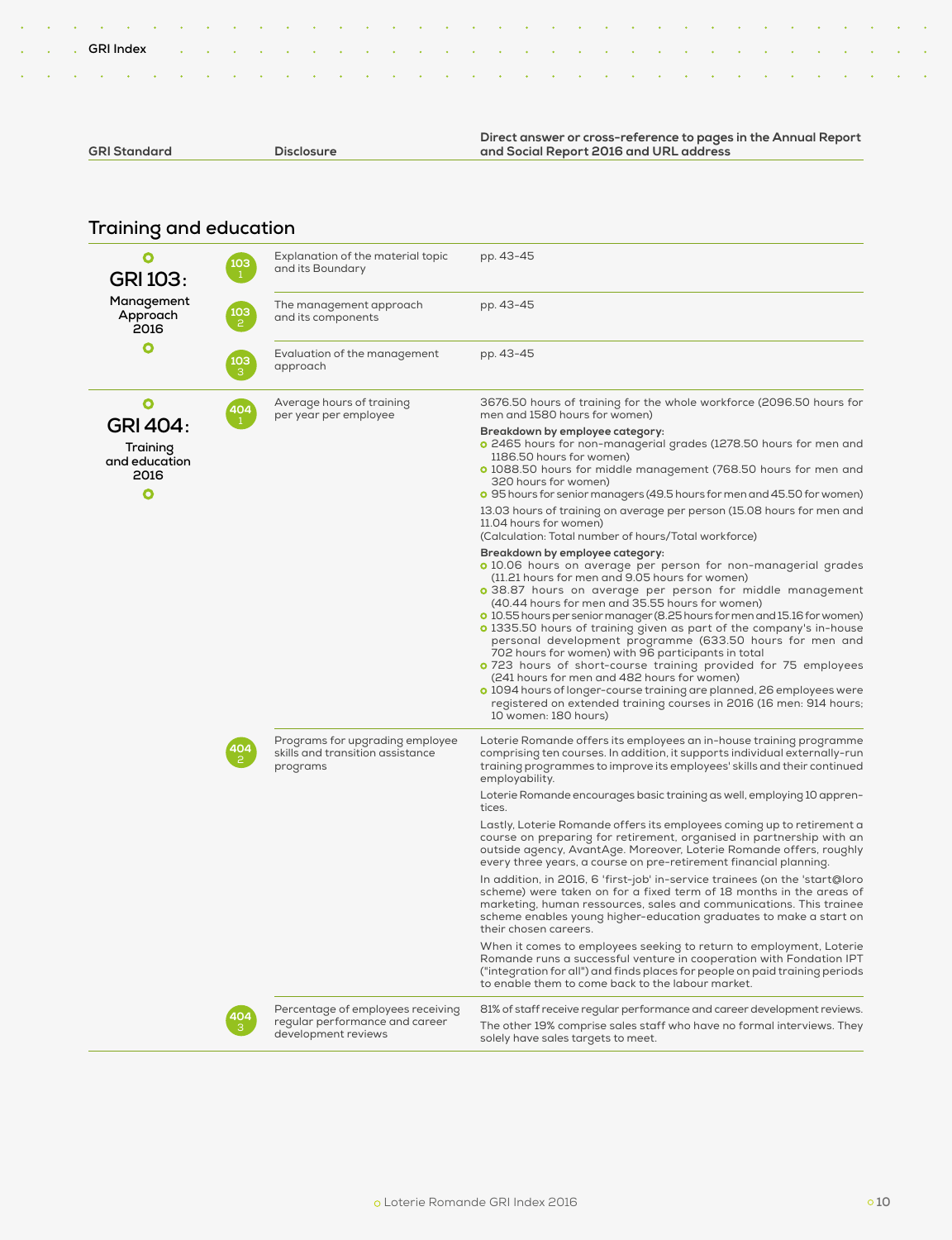## Training and education

| GRI Standard | | Disclosure | Direct answer or cross-reference to pages in the Annual Report and Social Report 2016 and URL address |
|---|---|---|---|
| **GRI 103: Management Approach 2016** | 103-1 | Explanation of the material topic and its Boundary | pp. 43-45 |
| | 103-2 | The management approach and its components | pp. 43-45 |
| | 103-3 | Evaluation of the management approach | pp. 43-45 |
| **GRI 404: Training and education 2016** | 404-1 | Average hours of training per year per employee | 3676.50 hours of training for the whole workforce (2096.50 hours for men and 1580 hours for women)<br>**Breakdown by employee category:**<br>• 2465 hours for non-managerial grades (1278.50 hours for men and 1186.50 hours for women)<br>• 1088.50 hours for middle management (768.50 hours for men and 320 hours for women)<br>• 95 hours for senior managers (49.5 hours for men and 45.50 for women)<br>13.03 hours of training on average per person (15.08 hours for men and 11.04 hours for women)<br>(Calculation: Total number of hours/Total workforce)<br>**Breakdown by employee category:**<br>• 10.06 hours on average per person for non-managerial grades (11.21 hours for men and 9.05 hours for women)<br>• 38.87 hours on average per person for middle management (40.44 hours for men and 35.55 hours for women)<br>• 10.55 hours per senior manager (8.25 hours for men and 15.16 for women)<br>• 1335.50 hours of training given as part of the company's in-house personal development programme (633.50 hours for men and 702 hours for women) with 96 participants in total<br>• 723 hours of short-course training provided for 75 employees (241 hours for men and 482 hours for women)<br>• 1094 hours of longer-course training are planned, 26 employees were registered on extended training courses in 2016 (16 men: 914 hours; 10 women: 180 hours) |
| | 404-2 | Programs for upgrading employee skills and transition assistance programs | Loterie Romande offers its employees an in-house training programme comprising ten courses. In addition, it supports individual externally-run training programmes to improve its employees' skills and their continued employability.<br>Loterie Romande encourages basic training as well, employing 10 apprentices.<br>Lastly, Loterie Romande offers its employees coming up to retirement a course on preparing for retirement, organised in partnership with an outside agency, AvantAge. Moreover, Loterie Romande offers, roughly every three years, a course on pre-retirement financial planning.<br>In addition, in 2016, 6 'first-job' in-service trainees (on the 'start@loro scheme) were taken on for a fixed term of 18 months in the areas of marketing, human ressources, sales and communications. This trainee scheme enables young higher-education graduates to make a start on their chosen careers.<br>When it comes to employees seeking to return to employment, Loterie Romande runs a successful venture in cooperation with Fondation IPT ("integration for all") and finds places for people on paid training periods to enable them to come back to the labour market. |
| | 404-3 | Percentage of employees receiving regular performance and career development reviews | 81% of staff receive regular performance and career development reviews.<br>The other 19% comprise sales staff who have no formal interviews. They solely have sales targets to meet. |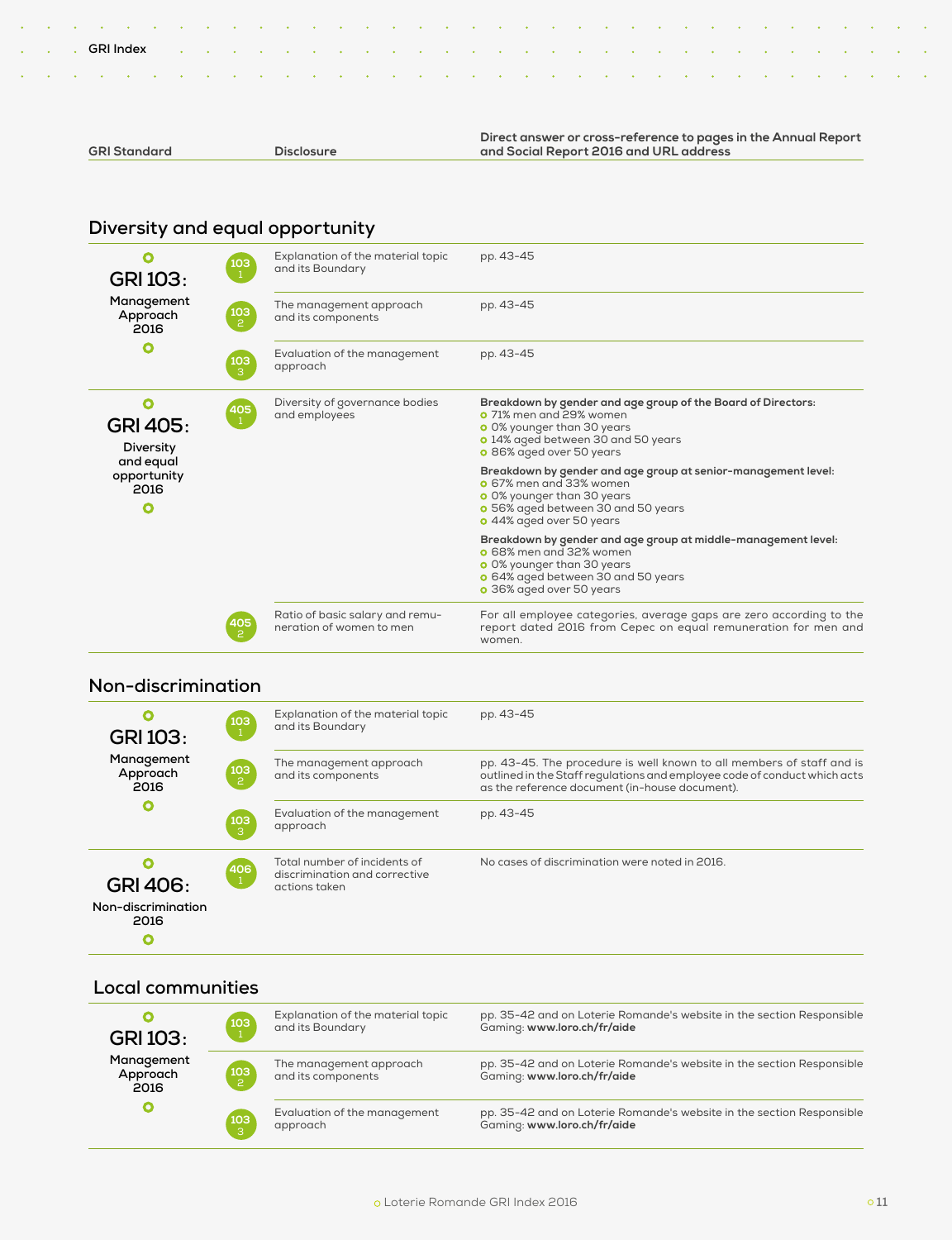| GRI Standard | Disclosure | Direct answer or cross-reference to pages in the Annual Report and Social Report 2016 and URL address |
|---|---|---|

## Diversity and equal opportunity

| GRI Standard | | Disclosure | Direct answer or cross-reference |
|---|---|---|---|
| **GRI 103:** Management Approach 2016 | 103-1 | Explanation of the material topic and its Boundary | pp. 43-45 |
| | 103-2 | The management approach and its components | pp. 43-45 |
| | 103-3 | Evaluation of the management approach | pp. 43-45 |
| **GRI 405:** Diversity and equal opportunity 2016 | 405-1 | Diversity of governance bodies and employees | **Breakdown by gender and age group of the Board of Directors:** 71% men and 29% women; 0% younger than 30 years; 14% aged between 30 and 50 years; 86% aged over 50 years. **Breakdown by gender and age group at senior-management level:** 67% men and 33% women; 0% younger than 30 years; 56% aged between 30 and 50 years; 44% aged over 50 years. **Breakdown by gender and age group at middle-management level:** 68% men and 32% women; 0% younger than 30 years; 64% aged between 30 and 50 years; 36% aged over 50 years |
| | 405-2 | Ratio of basic salary and remuneration of women to men | For all employee categories, average gaps are zero according to the report dated 2016 from Cepec on equal remuneration for men and women. |

## Non-discrimination

| GRI Standard | | Disclosure | Direct answer or cross-reference |
|---|---|---|---|
| **GRI 103:** Management Approach 2016 | 103-1 | Explanation of the material topic and its Boundary | pp. 43-45 |
| | 103-2 | The management approach and its components | pp. 43-45. The procedure is well known to all members of staff and is outlined in the Staff regulations and employee code of conduct which acts as the reference document (in-house document). |
| | 103-3 | Evaluation of the management approach | pp. 43-45 |
| **GRI 406:** Non-discrimination 2016 | 406-1 | Total number of incidents of discrimination and corrective actions taken | No cases of discrimination were noted in 2016. |

## Local communities

| GRI Standard | | Disclosure | Direct answer or cross-reference |
|---|---|---|---|
| **GRI 103:** Management Approach 2016 | 103-1 | Explanation of the material topic and its Boundary | pp. 35-42 and on Loterie Romande's website in the section Responsible Gaming: **www.loro.ch/fr/aide** |
| | 103-2 | The management approach and its components | pp. 35-42 and on Loterie Romande's website in the section Responsible Gaming: **www.loro.ch/fr/aide** |
| | 103-3 | Evaluation of the management approach | pp. 35-42 and on Loterie Romande's website in the section Responsible Gaming: **www.loro.ch/fr/aide** |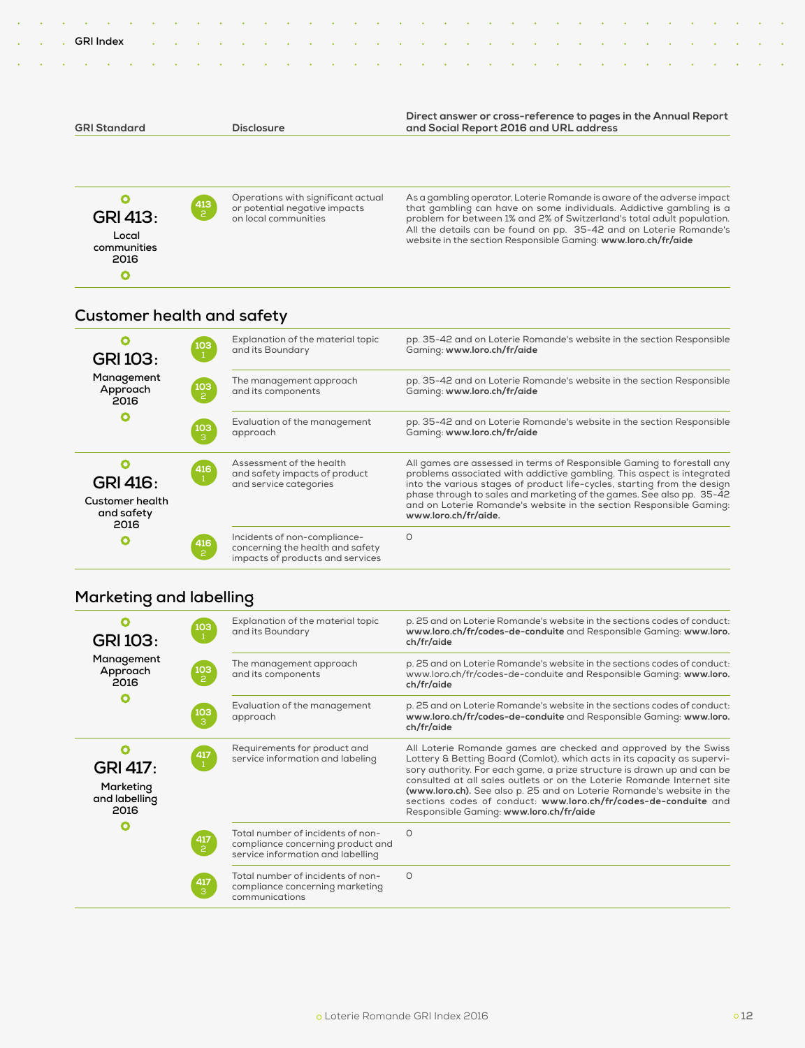| GRI Standard | | Disclosure | Direct answer or cross-reference to pages in the Annual Report and Social Report 2016 and URL address |
|---|---|---|---|
| **GRI 413: Local communities 2016** | 413-2 | Operations with significant actual or potential negative impacts on local communities | As a gambling operator, Loterie Romande is aware of the adverse impact that gambling can have on some individuals. Addictive gambling is a problem for between 1% and 2% of Switzerland's total adult population. All the details can be found on pp. 35-42 and on Loterie Romande's website in the section Responsible Gaming: **www.loro.ch/fr/aide** |

## Customer health and safety

| GRI Standard | | Disclosure | Direct answer or cross-reference |
|---|---|---|---|
| **GRI 103: Management Approach 2016** | 103-1 | Explanation of the material topic and its Boundary | pp. 35-42 and on Loterie Romande's website in the section Responsible Gaming: **www.loro.ch/fr/aide** |
| | 103-2 | The management approach and its components | pp. 35-42 and on Loterie Romande's website in the section Responsible Gaming: **www.loro.ch/fr/aide** |
| | 103-3 | Evaluation of the management approach | pp. 35-42 and on Loterie Romande's website in the section Responsible Gaming: **www.loro.ch/fr/aide** |
| **GRI 416: Customer health and safety 2016** | 416-1 | Assessment of the health and safety impacts of product and service categories | All games are assessed in terms of Responsible Gaming to forestall any problems associated with addictive gambling. This aspect is integrated into the various stages of product life-cycles, starting from the design phase through to sales and marketing of the games. See also pp. 35-42 and on Loterie Romande's website in the section Responsible Gaming: **www.loro.ch/fr/aide.** |
| | 416-2 | Incidents of non-compliance-concerning the health and safety impacts of products and services | 0 |

## Marketing and labelling

| GRI Standard | | Disclosure | Direct answer or cross-reference |
|---|---|---|---|
| **GRI 103: Management Approach 2016** | 103-1 | Explanation of the material topic and its Boundary | p. 25 and on Loterie Romande's website in the sections codes of conduct: **www.loro.ch/fr/codes-de-conduite** and Responsible Gaming: **www.loro.ch/fr/aide** |
| | 103-2 | The management approach and its components | p. 25 and on Loterie Romande's website in the sections codes of conduct: www.loro.ch/fr/codes-de-conduite and Responsible Gaming: **www.loro.ch/fr/aide** |
| | 103-3 | Evaluation of the management approach | p. 25 and on Loterie Romande's website in the sections codes of conduct: **www.loro.ch/fr/codes-de-conduite** and Responsible Gaming: **www.loro.ch/fr/aide** |
| **GRI 417: Marketing and labelling 2016** | 417-1 | Requirements for product and service information and labeling | All Loterie Romande games are checked and approved by the Swiss Lottery & Betting Board (Comlot), which acts in its capacity as supervisory authority. For each game, a prize structure is drawn up and can be consulted at all sales outlets or on the Loterie Romande Internet site **(www.loro.ch).** See also p. 25 and on Loterie Romande's website in the sections codes of conduct: **www.loro.ch/fr/codes-de-conduite** and Responsible Gaming: **www.loro.ch/fr/aide** |
| | 417-2 | Total number of incidents of non-compliance concerning product and service information and labelling | 0 |
| | 417-3 | Total number of incidents of non-compliance concerning marketing communications | 0 |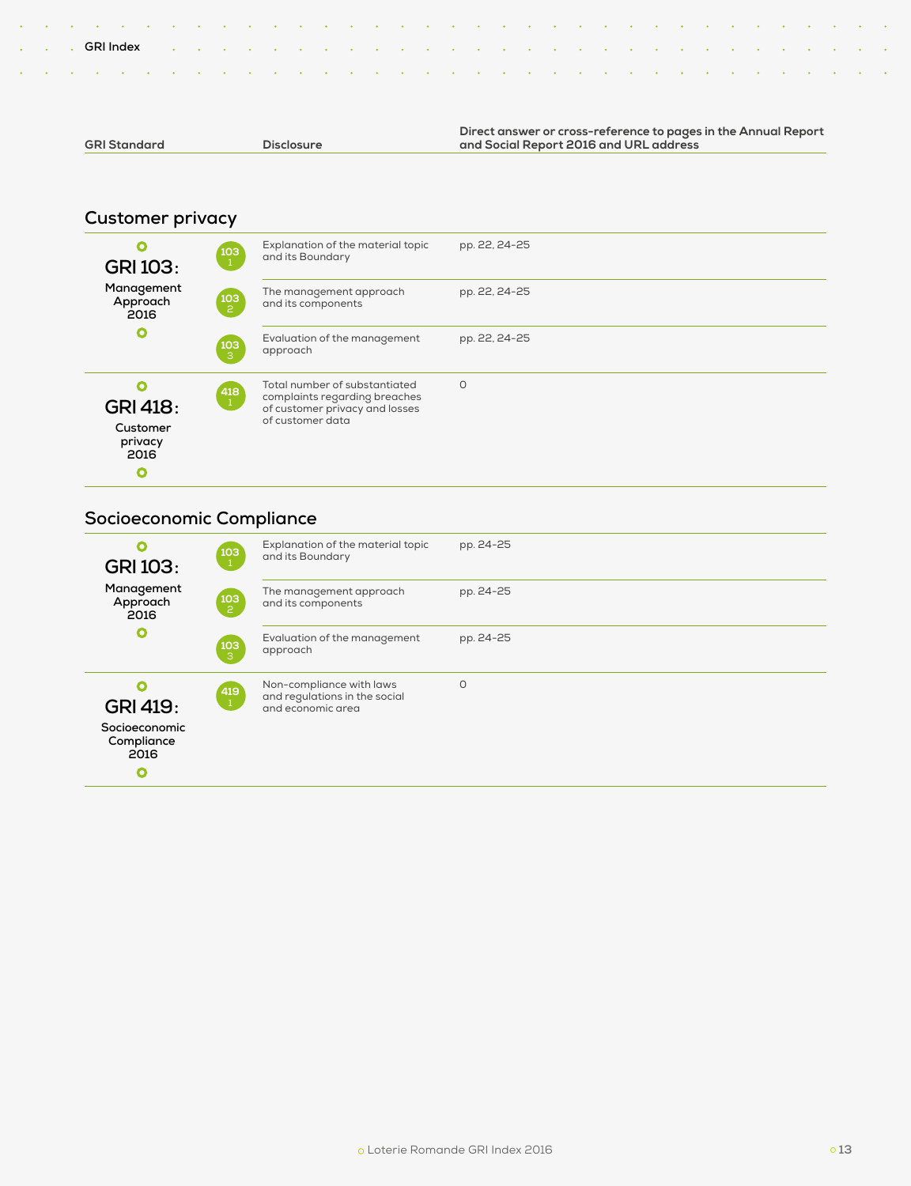| GRI Standard | | Disclosure | Direct answer or cross-reference to pages in the Annual Report and Social Report 2016 and URL address |
|---|---|---|---|

## Customer privacy

| GRI Standard | | Disclosure | Direct answer or cross-reference to pages in the Annual Report and Social Report 2016 and URL address |
|---|---|---|---|
| GRI 103: Management Approach 2016 | 103-1 | Explanation of the material topic and its Boundary | pp. 22, 24-25 |
| | 103-2 | The management approach and its components | pp. 22, 24-25 |
| | 103-3 | Evaluation of the management approach | pp. 22, 24-25 |
| GRI 418: Customer privacy 2016 | 418-1 | Total number of substantiated complaints regarding breaches of customer privacy and losses of customer data | 0 |

## Socioeconomic Compliance

| GRI Standard | | Disclosure | Direct answer or cross-reference to pages in the Annual Report and Social Report 2016 and URL address |
|---|---|---|---|
| GRI 103: Management Approach 2016 | 103-1 | Explanation of the material topic and its Boundary | pp. 24-25 |
| | 103-2 | The management approach and its components | pp. 24-25 |
| | 103-3 | Evaluation of the management approach | pp. 24-25 |
| GRI 419: Socioeconomic Compliance 2016 | 419-1 | Non-compliance with laws and regulations in the social and economic area | 0 |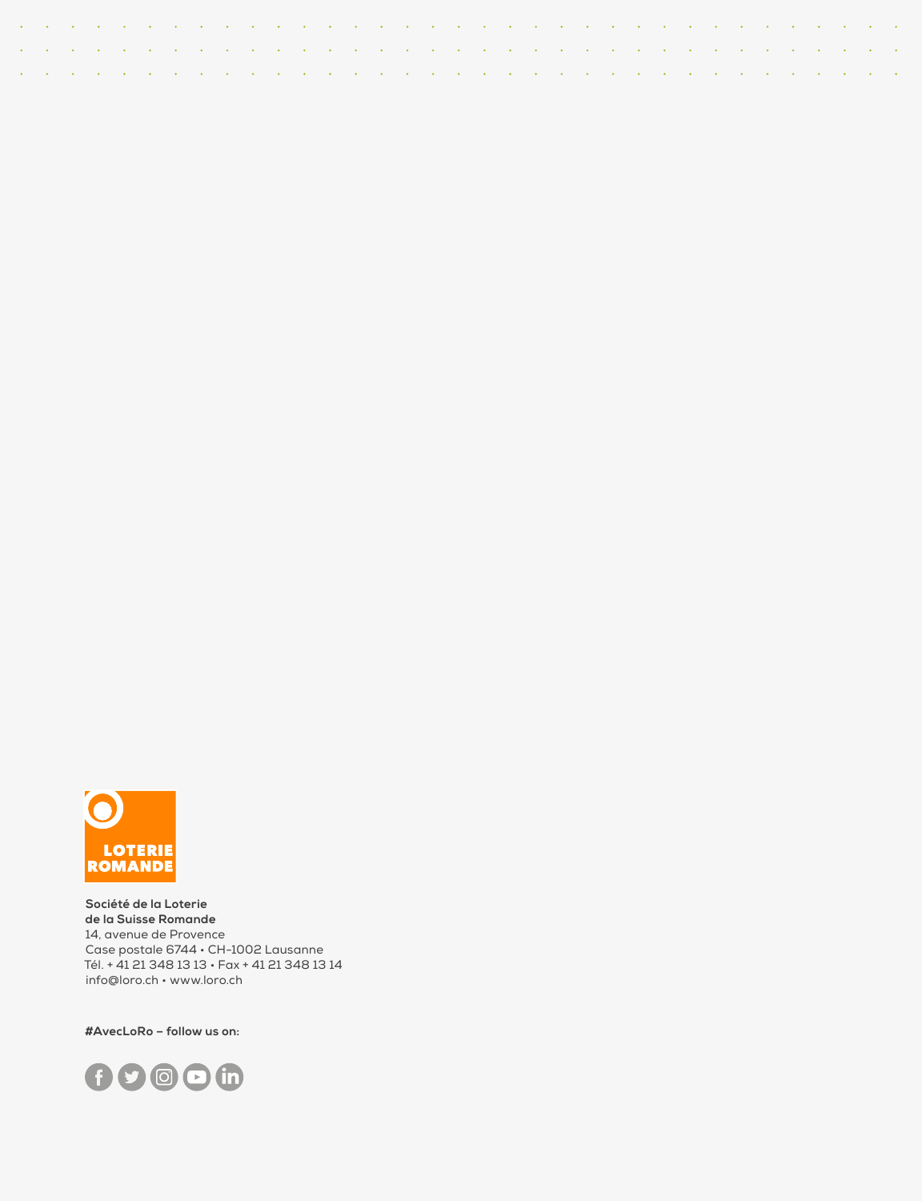LOTERIE ROMANDE

**Société de la Loterie de la Suisse Romande**
14, avenue de Provence
Case postale 6744 • CH-1002 Lausanne
Tél. + 41 21 348 13 13 • Fax + 41 21 348 13 14
info@loro.ch • www.loro.ch

**#AvecLoRo – follow us on:**